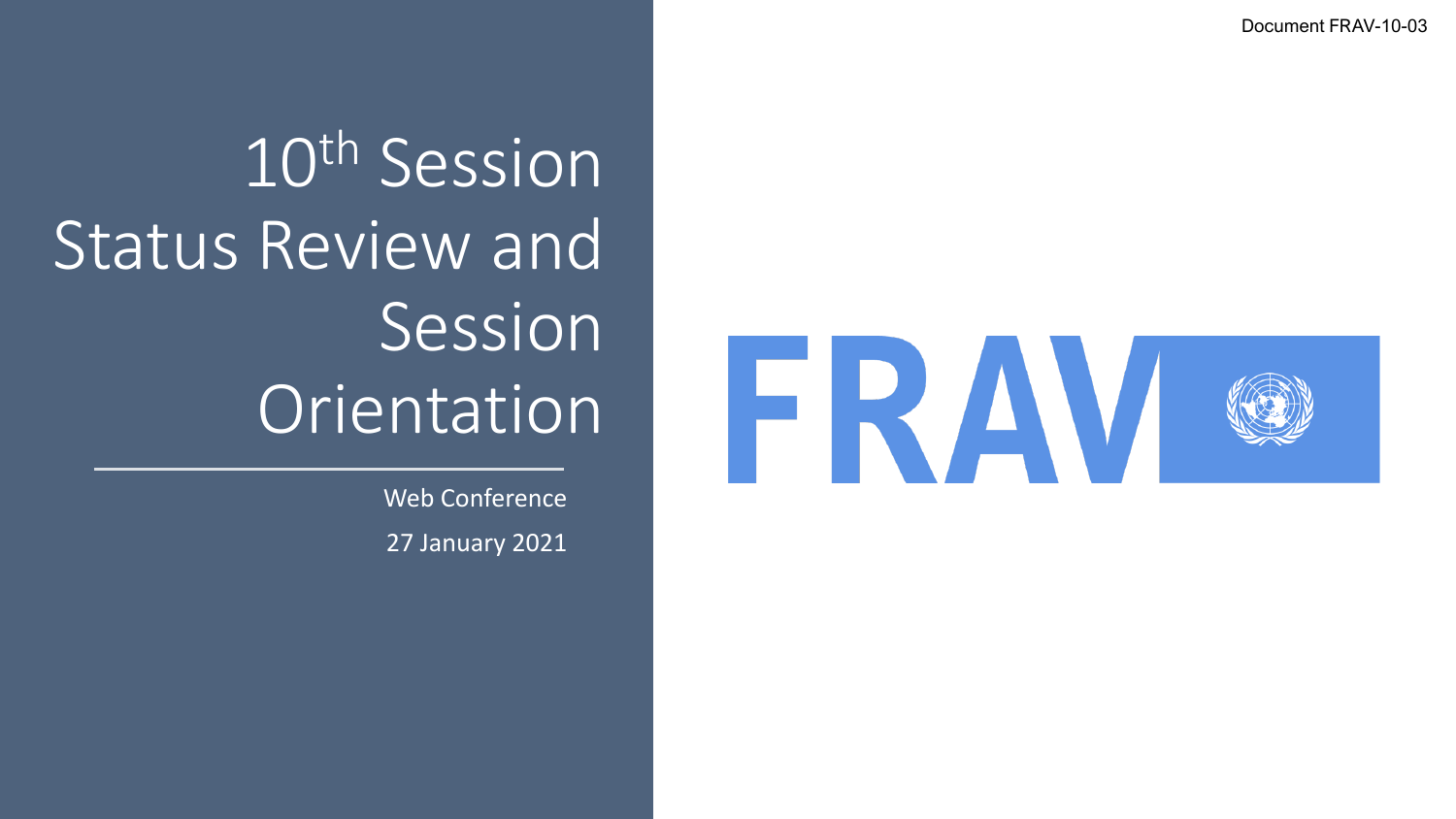Document FRAV-10-03

# 10th Session Status Review and Session Orientation

Web Conference

27 January 2021

FRAV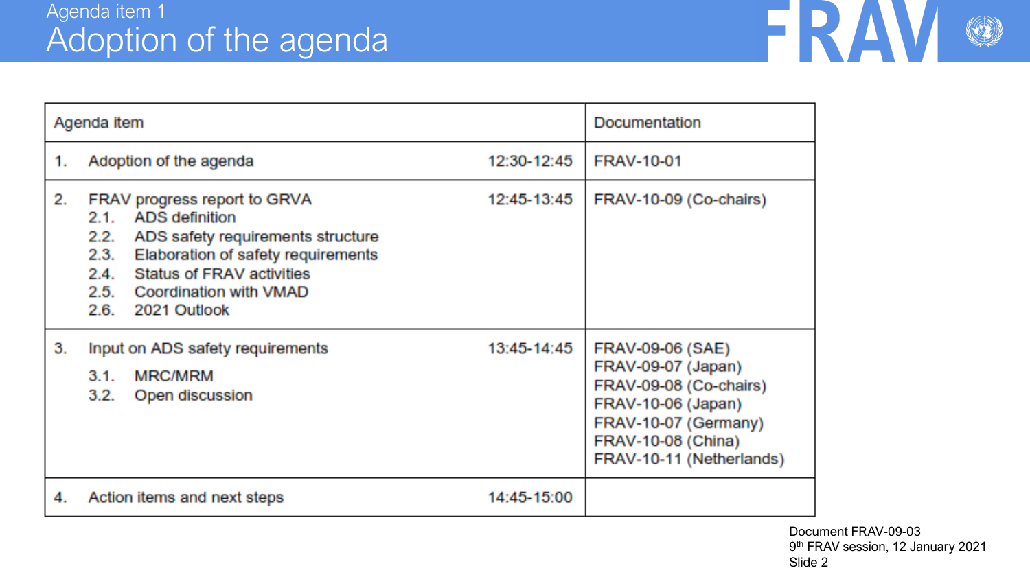Agenda item 1

# Adoption of the agenda

| Agenda item | | Documentation |
|---|---|---|
| 1. Adoption of the agenda | 12:30-12:45 | FRAV-10-01 |
| 2. FRAV progress report to GRVA<br>2.1. ADS definition<br>2.2. ADS safety requirements structure<br>2.3. Elaboration of safety requirements<br>2.4. Status of FRAV activities<br>2.5. Coordination with VMAD<br>2.6. 2021 Outlook | 12:45-13:45 | FRAV-10-09 (Co-chairs) |
| 3. Input on ADS safety requirements<br>3.1. MRC/MRM<br>3.2. Open discussion | 13:45-14:45 | FRAV-09-06 (SAE)<br>FRAV-09-07 (Japan)<br>FRAV-09-08 (Co-chairs)<br>FRAV-10-06 (Japan)<br>FRAV-10-07 (Germany)<br>FRAV-10-08 (China)<br>FRAV-10-11 (Netherlands) |
| 4. Action items and next steps | 14:45-15:00 | |

Document FRAV-09-03
9th FRAV session, 12 January 2021
Slide 2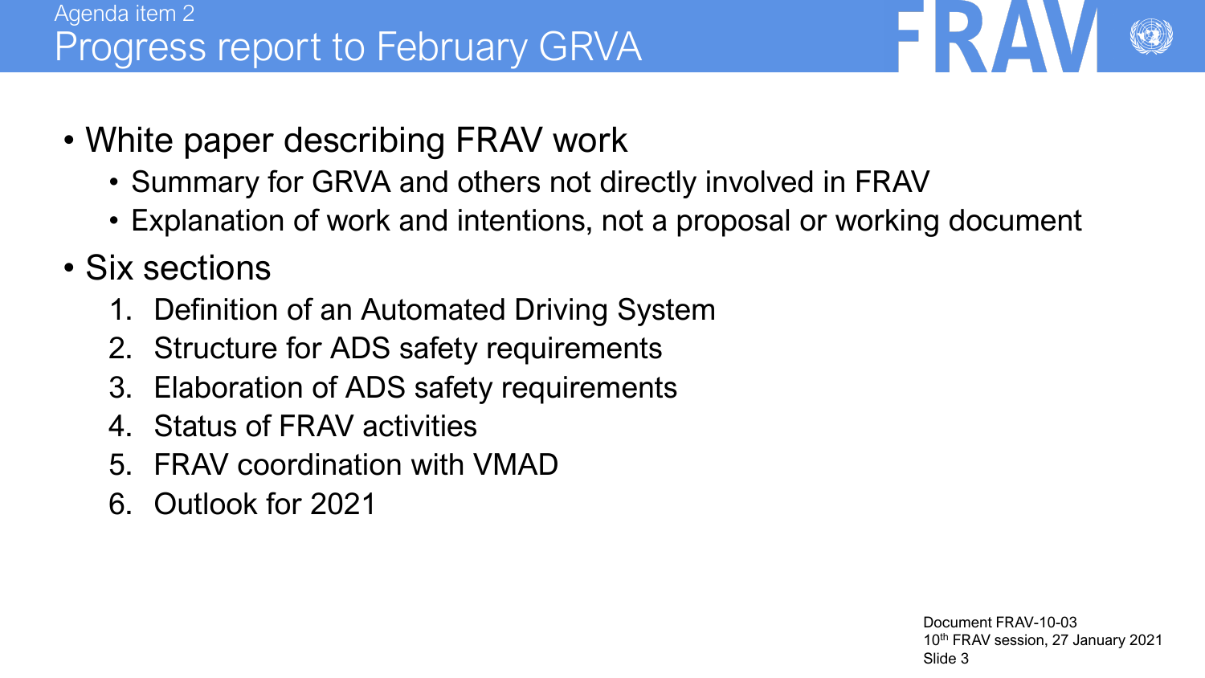Agenda item 2

# Progress report to February GRVA

- White paper describing FRAV work
  - Summary for GRVA and others not directly involved in FRAV
  - Explanation of work and intentions, not a proposal or working document
- Six sections
  1. Definition of an Automated Driving System
  2. Structure for ADS safety requirements
  3. Elaboration of ADS safety requirements
  4. Status of FRAV activities
  5. FRAV coordination with VMAD
  6. Outlook for 2021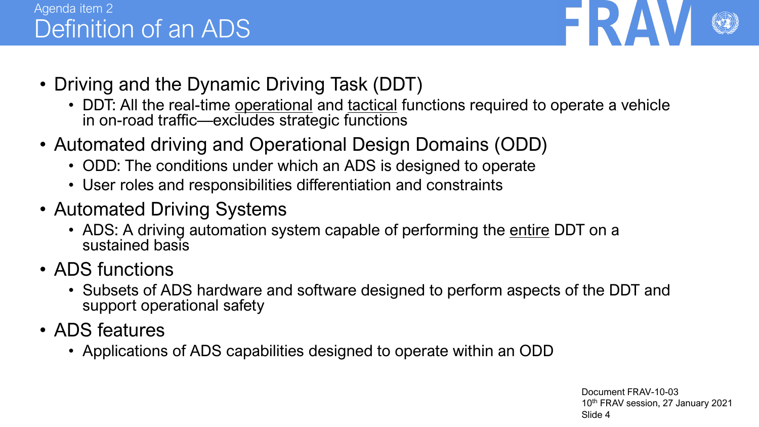Agenda item 2

# Definition of an ADS

- Driving and the Dynamic Driving Task (DDT)
  - DDT: All the real-time operational and tactical functions required to operate a vehicle in on-road traffic—excludes strategic functions
- Automated driving and Operational Design Domains (ODD)
  - ODD: The conditions under which an ADS is designed to operate
  - User roles and responsibilities differentiation and constraints
- Automated Driving Systems
  - ADS: A driving automation system capable of performing the entire DDT on a sustained basis
- ADS functions
  - Subsets of ADS hardware and software designed to perform aspects of the DDT and support operational safety
- ADS features
  - Applications of ADS capabilities designed to operate within an ODD

Document FRAV-10-03
10th FRAV session, 27 January 2021
Slide 4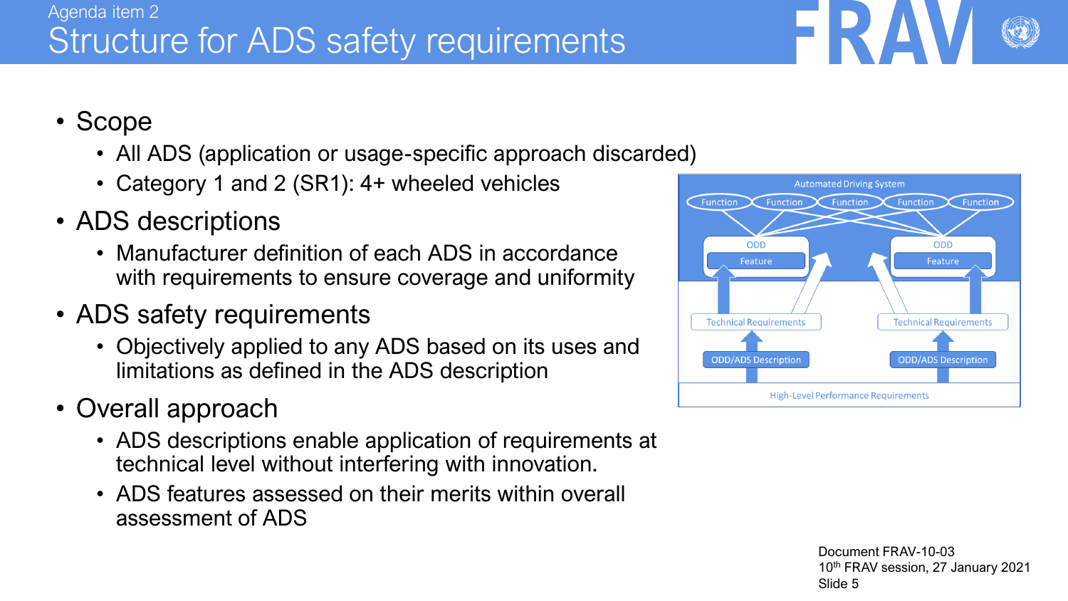Agenda item 2

# Structure for ADS safety requirements

- Scope
  - All ADS (application or usage-specific approach discarded)
  - Category 1 and 2 (SR1): 4+ wheeled vehicles
- ADS descriptions
  - Manufacturer definition of each ADS in accordance with requirements to ensure coverage and uniformity
- ADS safety requirements
  - Objectively applied to any ADS based on its uses and limitations as defined in the ADS description
- Overall approach
  - ADS descriptions enable application of requirements at technical level without interfering with innovation.
  - ADS features assessed on their merits within overall assessment of ADS

Automated Driving System

Function | Function | Function | Function | Function

ODD — Feature | ODD — Feature

Technical Requirements | Technical Requirements

ODD/ADS Description | ODD/ADS Description

High-Level Performance Requirements

Document FRAV-10-03
10th FRAV session, 27 January 2021
Slide 5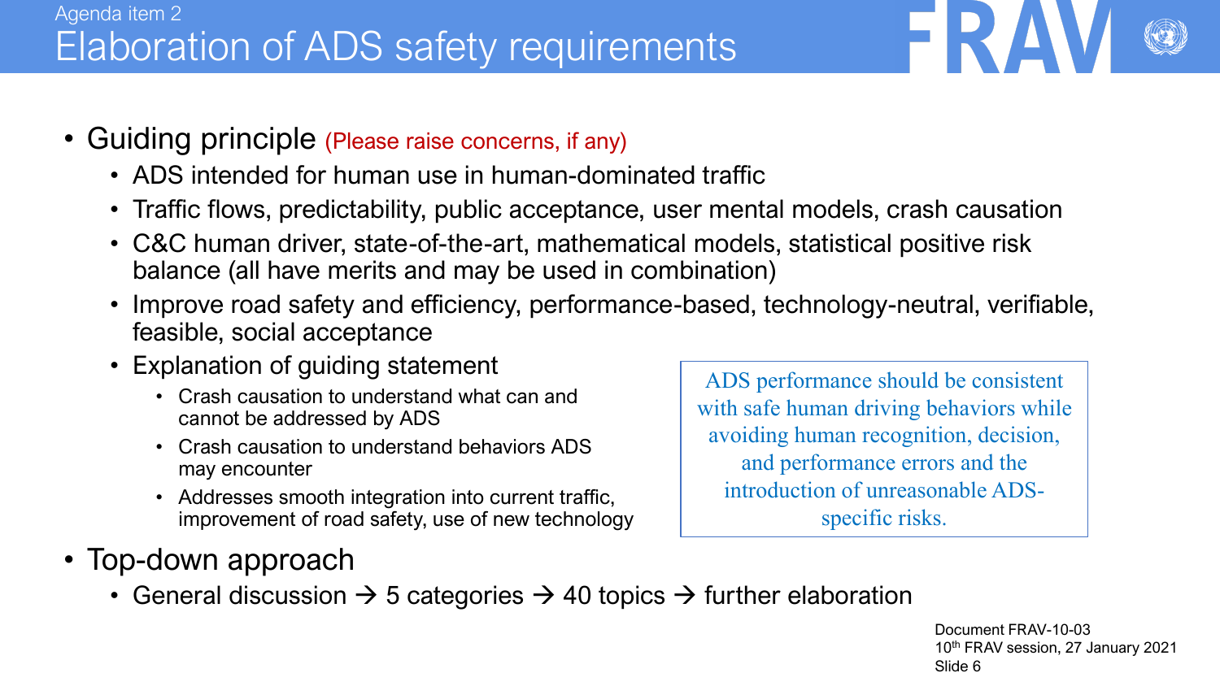Agenda item 2

# Elaboration of ADS safety requirements

- Guiding principle (Please raise concerns, if any)
  - ADS intended for human use in human-dominated traffic
  - Traffic flows, predictability, public acceptance, user mental models, crash causation
  - C&C human driver, state-of-the-art, mathematical models, statistical positive risk balance (all have merits and may be used in combination)
  - Improve road safety and efficiency, performance-based, technology-neutral, verifiable, feasible, social acceptance
  - Explanation of guiding statement
    - Crash causation to understand what can and cannot be addressed by ADS
    - Crash causation to understand behaviors ADS may encounter
    - Addresses smooth integration into current traffic, improvement of road safety, use of new technology

> ADS performance should be consistent with safe human driving behaviors while avoiding human recognition, decision, and performance errors and the introduction of unreasonable ADS-specific risks.

- Top-down approach
  - General discussion → 5 categories → 40 topics → further elaboration

Document FRAV-10-03
10th FRAV session, 27 January 2021
Slide 6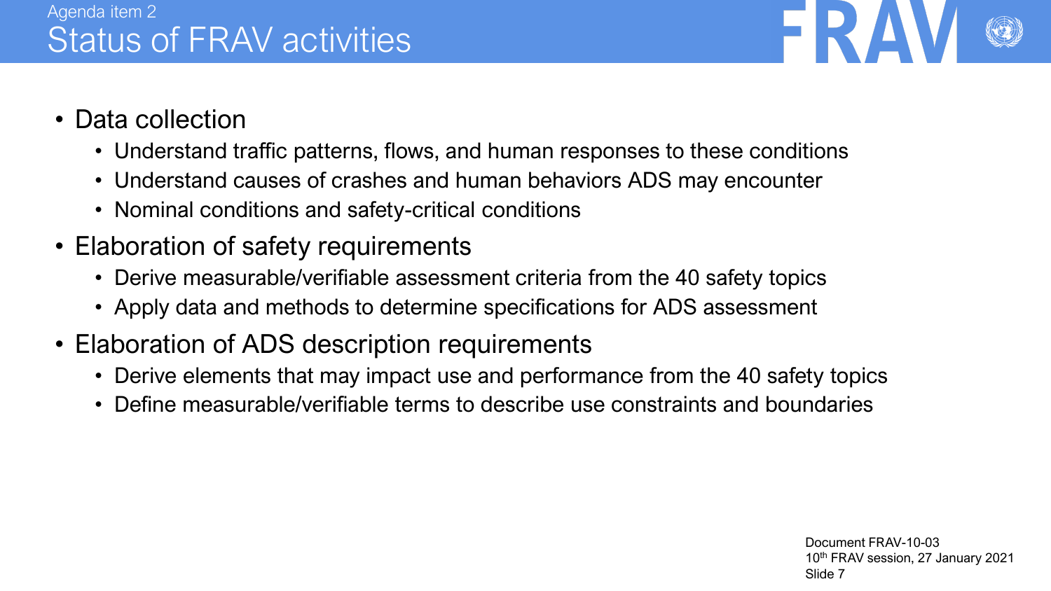Agenda item 2

# Status of FRAV activities

- Data collection
  - Understand traffic patterns, flows, and human responses to these conditions
  - Understand causes of crashes and human behaviors ADS may encounter
  - Nominal conditions and safety-critical conditions
- Elaboration of safety requirements
  - Derive measurable/verifiable assessment criteria from the 40 safety topics
  - Apply data and methods to determine specifications for ADS assessment
- Elaboration of ADS description requirements
  - Derive elements that may impact use and performance from the 40 safety topics
  - Define measurable/verifiable terms to describe use constraints and boundaries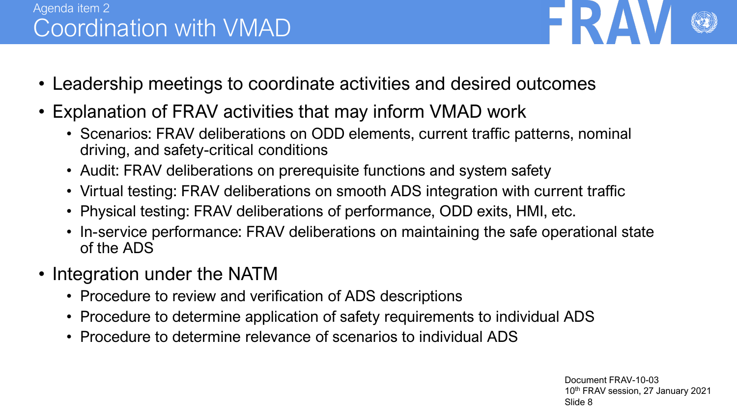Agenda item 2

# Coordination with VMAD

- Leadership meetings to coordinate activities and desired outcomes
- Explanation of FRAV activities that may inform VMAD work
  - Scenarios: FRAV deliberations on ODD elements, current traffic patterns, nominal driving, and safety-critical conditions
  - Audit: FRAV deliberations on prerequisite functions and system safety
  - Virtual testing: FRAV deliberations on smooth ADS integration with current traffic
  - Physical testing: FRAV deliberations of performance, ODD exits, HMI, etc.
  - In-service performance: FRAV deliberations on maintaining the safe operational state of the ADS
- Integration under the NATM
  - Procedure to review and verification of ADS descriptions
  - Procedure to determine application of safety requirements to individual ADS
  - Procedure to determine relevance of scenarios to individual ADS

Document FRAV-10-03
10th FRAV session, 27 January 2021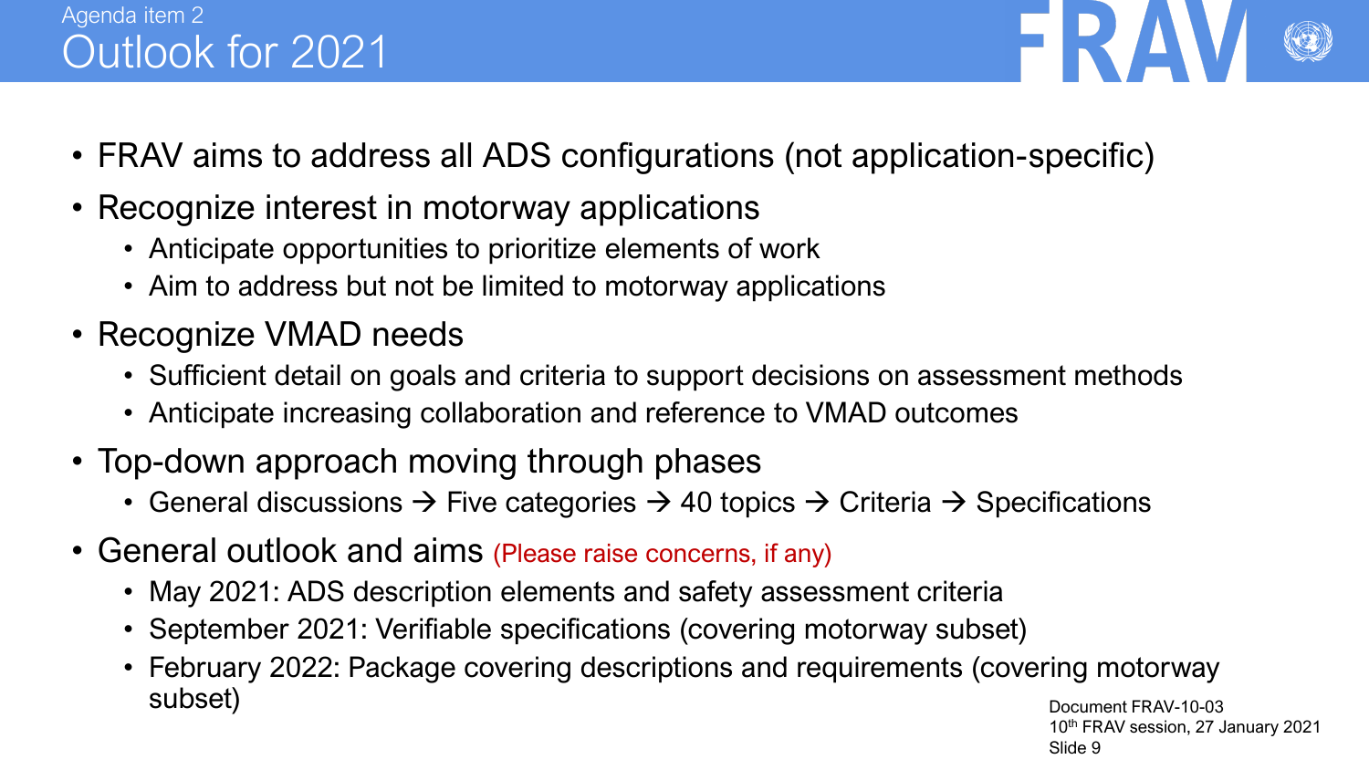Agenda item 2

# Outlook for 2021

- FRAV aims to address all ADS configurations (not application-specific)
- Recognize interest in motorway applications
  - Anticipate opportunities to prioritize elements of work
  - Aim to address but not be limited to motorway applications
- Recognize VMAD needs
  - Sufficient detail on goals and criteria to support decisions on assessment methods
  - Anticipate increasing collaboration and reference to VMAD outcomes
- Top-down approach moving through phases
  - General discussions → Five categories → 40 topics → Criteria → Specifications
- General outlook and aims (Please raise concerns, if any)
  - May 2021: ADS description elements and safety assessment criteria
  - September 2021: Verifiable specifications (covering motorway subset)
  - February 2022: Package covering descriptions and requirements (covering motorway subset)

Document FRAV-10-03
10th FRAV session, 27 January 2021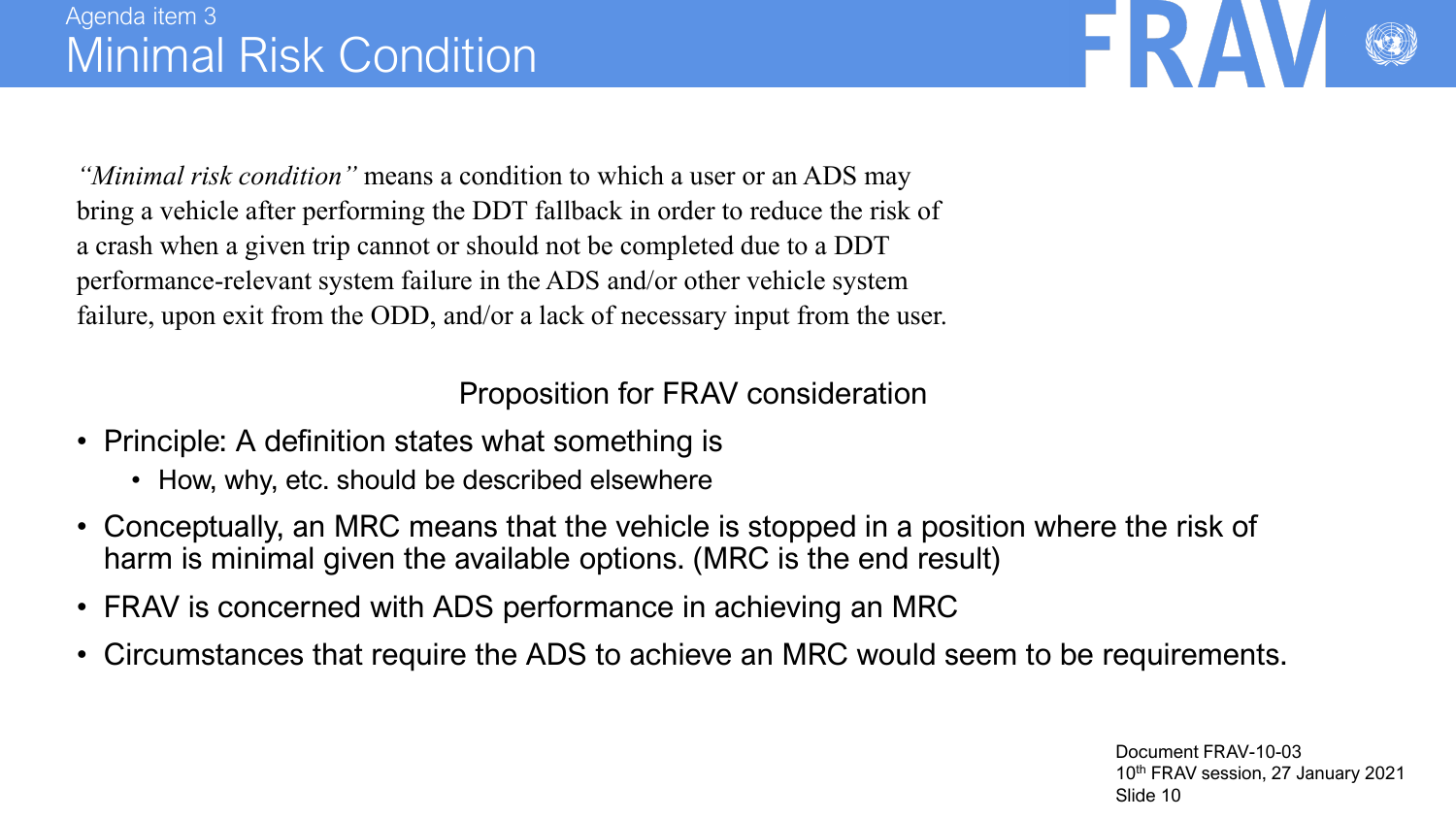Agenda item 3

# Minimal Risk Condition

*"Minimal risk condition"* means a condition to which a user or an ADS may bring a vehicle after performing the DDT fallback in order to reduce the risk of a crash when a given trip cannot or should not be completed due to a DDT performance-relevant system failure in the ADS and/or other vehicle system failure, upon exit from the ODD, and/or a lack of necessary input from the user.

## Proposition for FRAV consideration

- Principle: A definition states what something is
  - How, why, etc. should be described elsewhere
- Conceptually, an MRC means that the vehicle is stopped in a position where the risk of harm is minimal given the available options. (MRC is the end result)
- FRAV is concerned with ADS performance in achieving an MRC
- Circumstances that require the ADS to achieve an MRC would seem to be requirements.

Document FRAV-10-03
10th FRAV session, 27 January 2021
Slide 10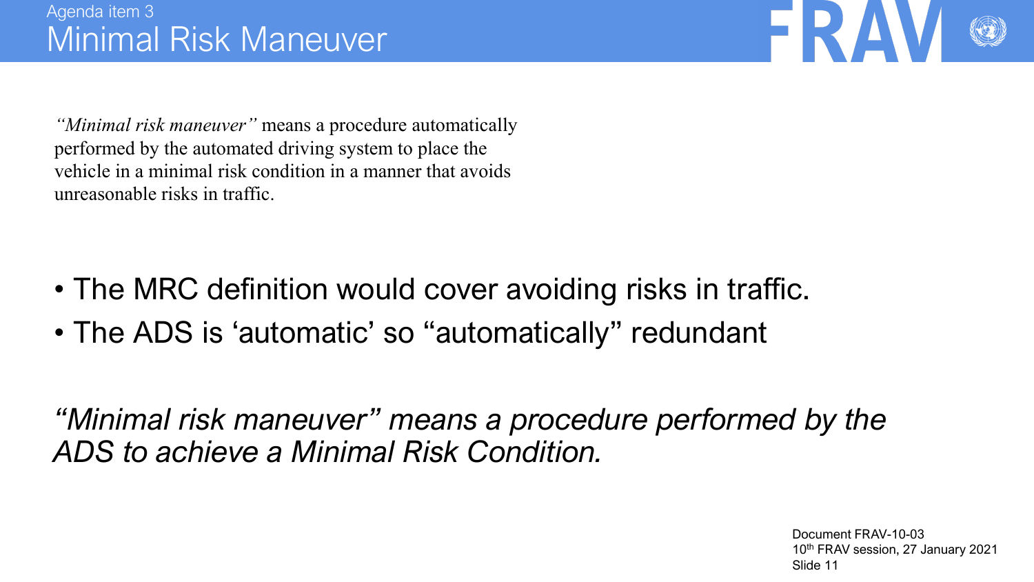Agenda item 3

# Minimal Risk Maneuver

*"Minimal risk maneuver"* means a procedure automatically performed by the automated driving system to place the vehicle in a minimal risk condition in a manner that avoids unreasonable risks in traffic.

- The MRC definition would cover avoiding risks in traffic.
- The ADS is 'automatic' so "automatically" redundant

*"Minimal risk maneuver" means a procedure performed by the ADS to achieve a Minimal Risk Condition.*

Document FRAV-10-03
10th FRAV session, 27 January 2021
Slide 11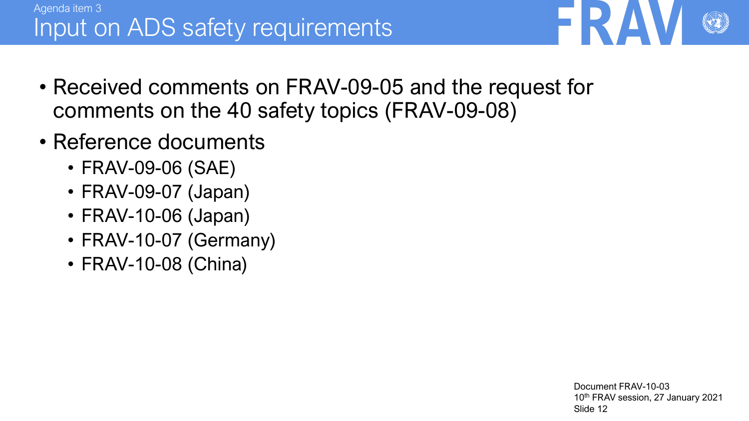Agenda item 3

# Input on ADS safety requirements

- Received comments on FRAV-09-05 and the request for comments on the 40 safety topics (FRAV-09-08)
- Reference documents
  - FRAV-09-06 (SAE)
  - FRAV-09-07 (Japan)
  - FRAV-10-06 (Japan)
  - FRAV-10-07 (Germany)
  - FRAV-10-08 (China)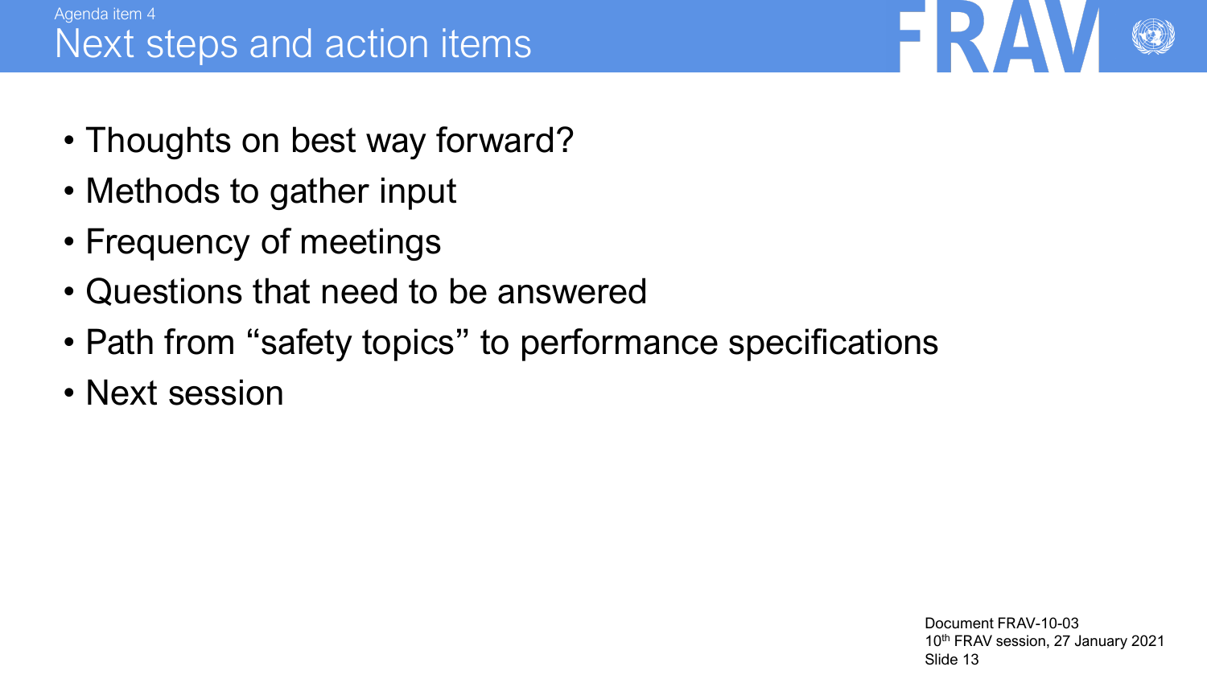Agenda item 4

# Next steps and action items

- Thoughts on best way forward?
- Methods to gather input
- Frequency of meetings
- Questions that need to be answered
- Path from “safety topics” to performance specifications
- Next session

Document FRAV-10-03
10th FRAV session, 27 January 2021
Slide 13